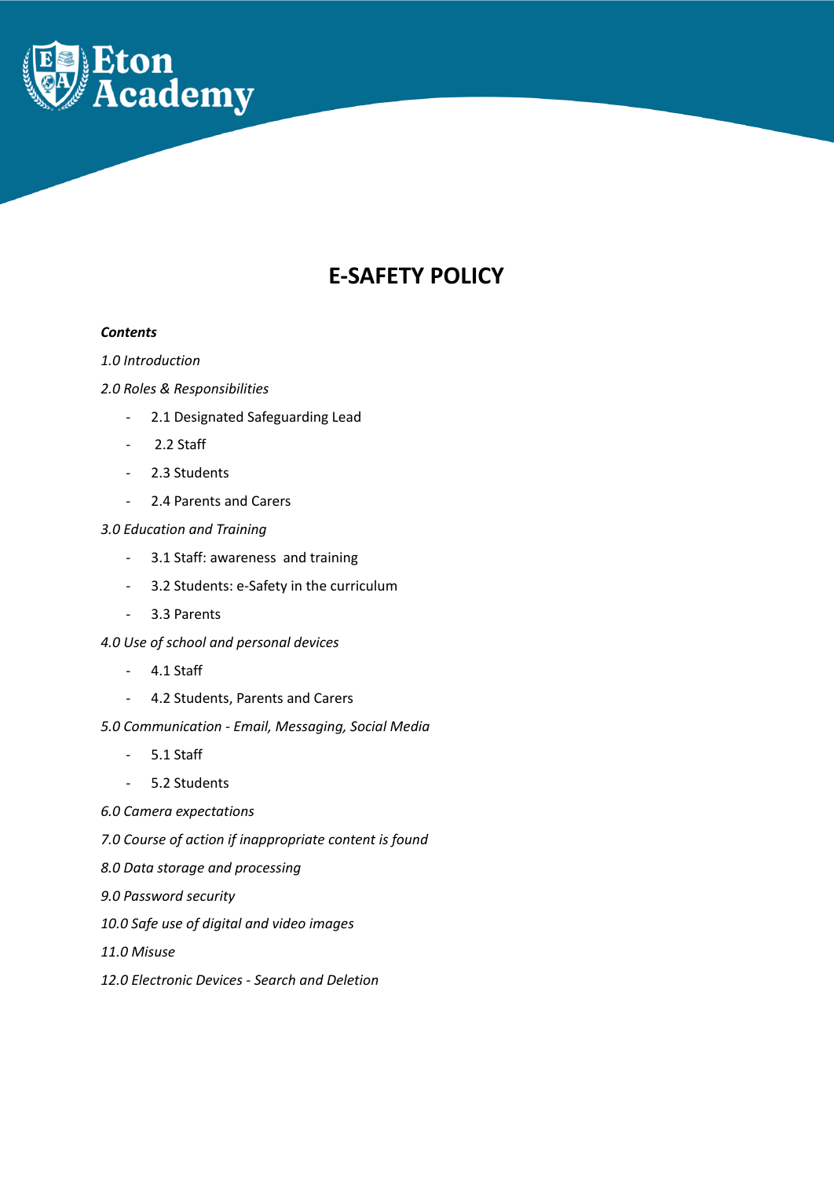Eton Academy

# E-SAFETY POLICY

***Contents***

*1.0 Introduction*

*2.0 Roles & Responsibilities*

- 2.1 Designated Safeguarding Lead
- 2.2 Staff
- 2.3 Students
- 2.4 Parents and Carers

*3.0 Education and Training*

- 3.1 Staff: awareness and training
- 3.2 Students: e-Safety in the curriculum
- 3.3 Parents

*4.0 Use of school and personal devices*

- 4.1 Staff
- 4.2 Students, Parents and Carers

*5.0 Communication - Email, Messaging, Social Media*

- 5.1 Staff
- 5.2 Students

*6.0 Camera expectations*

*7.0 Course of action if inappropriate content is found*

*8.0 Data storage and processing*

*9.0 Password security*

*10.0 Safe use of digital and video images*

*11.0 Misuse*

*12.0 Electronic Devices - Search and Deletion*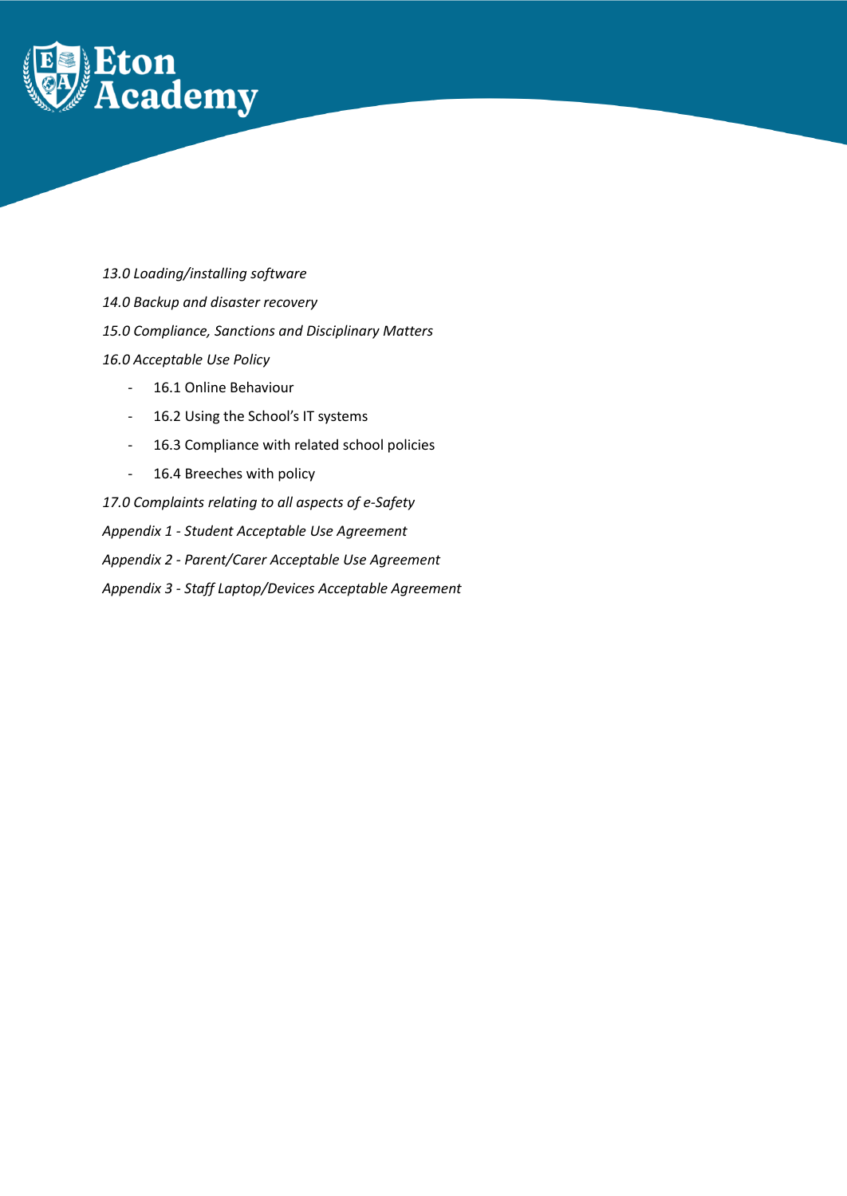*13.0 Loading/installing software*

*14.0 Backup and disaster recovery*

*15.0 Compliance, Sanctions and Disciplinary Matters*

*16.0 Acceptable Use Policy*

- 16.1 Online Behaviour
- 16.2 Using the School's IT systems
- 16.3 Compliance with related school policies
- 16.4 Breeches with policy

*17.0 Complaints relating to all aspects of e-Safety*

*Appendix 1 - Student Acceptable Use Agreement*

*Appendix 2 - Parent/Carer Acceptable Use Agreement*

*Appendix 3 - Staff Laptop/Devices Acceptable Agreement*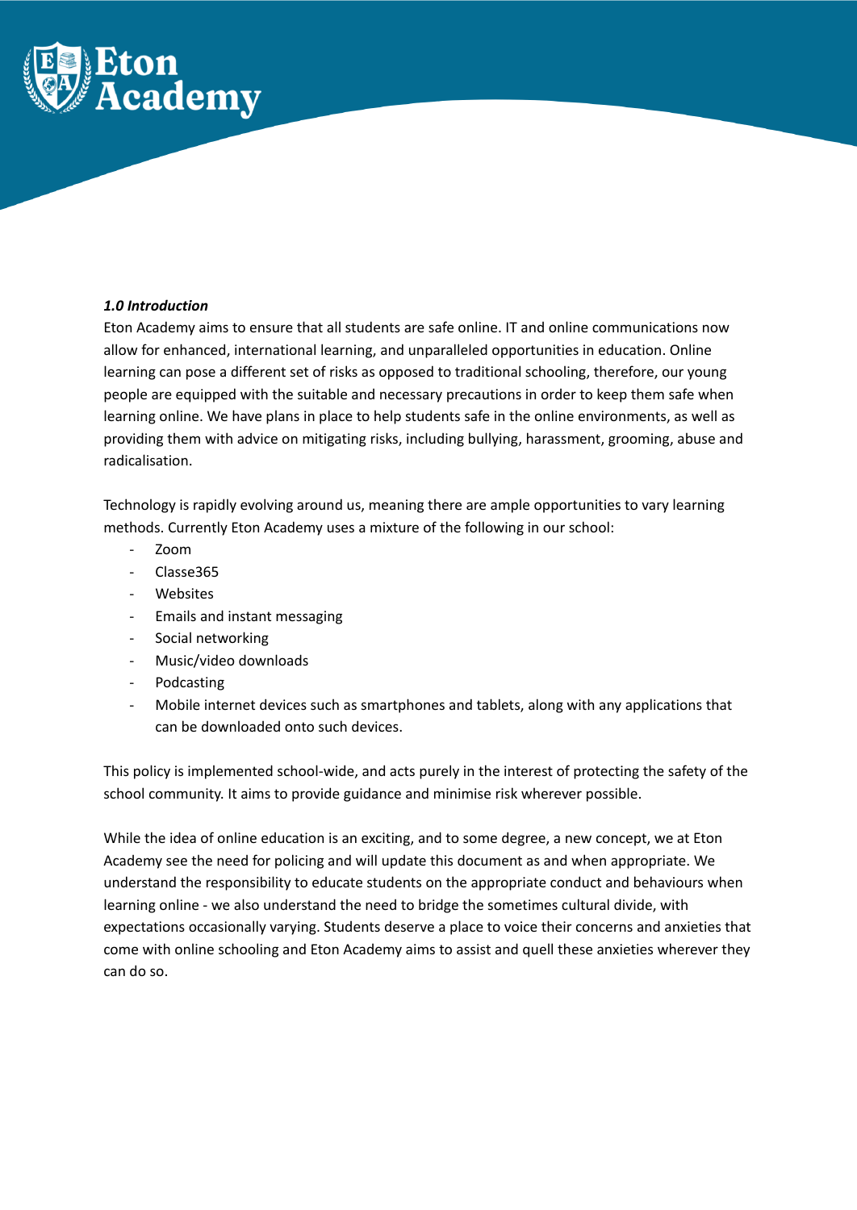***1.0 Introduction***

Eton Academy aims to ensure that all students are safe online. IT and online communications now allow for enhanced, international learning, and unparalleled opportunities in education. Online learning can pose a different set of risks as opposed to traditional schooling, therefore, our young people are equipped with the suitable and necessary precautions in order to keep them safe when learning online. We have plans in place to help students safe in the online environments, as well as providing them with advice on mitigating risks, including bullying, harassment, grooming, abuse and radicalisation.

Technology is rapidly evolving around us, meaning there are ample opportunities to vary learning methods. Currently Eton Academy uses a mixture of the following in our school:

- Zoom
- Classe365
- Websites
- Emails and instant messaging
- Social networking
- Music/video downloads
- Podcasting
- Mobile internet devices such as smartphones and tablets, along with any applications that can be downloaded onto such devices.

This policy is implemented school-wide, and acts purely in the interest of protecting the safety of the school community. It aims to provide guidance and minimise risk wherever possible.

While the idea of online education is an exciting, and to some degree, a new concept, we at Eton Academy see the need for policing and will update this document as and when appropriate. We understand the responsibility to educate students on the appropriate conduct and behaviours when learning online - we also understand the need to bridge the sometimes cultural divide, with expectations occasionally varying. Students deserve a place to voice their concerns and anxieties that come with online schooling and Eton Academy aims to assist and quell these anxieties wherever they can do so.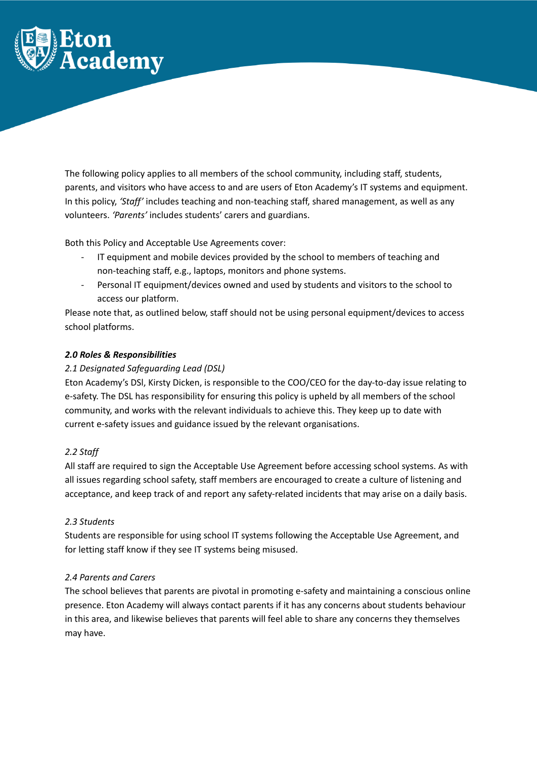The following policy applies to all members of the school community, including staff, students, parents, and visitors who have access to and are users of Eton Academy's IT systems and equipment. In this policy, *'Staff'* includes teaching and non-teaching staff, shared management, as well as any volunteers. *'Parents'* includes students' carers and guardians.

Both this Policy and Acceptable Use Agreements cover:

- IT equipment and mobile devices provided by the school to members of teaching and non-teaching staff, e.g., laptops, monitors and phone systems.
- Personal IT equipment/devices owned and used by students and visitors to the school to access our platform.

Please note that, as outlined below, staff should not be using personal equipment/devices to access school platforms.

### ***2.0 Roles & Responsibilities***

#### *2.1 Designated Safeguarding Lead (DSL)*

Eton Academy's DSl, Kirsty Dicken, is responsible to the COO/CEO for the day-to-day issue relating to e-safety. The DSL has responsibility for ensuring this policy is upheld by all members of the school community, and works with the relevant individuals to achieve this. They keep up to date with current e-safety issues and guidance issued by the relevant organisations.

#### *2.2 Staff*

All staff are required to sign the Acceptable Use Agreement before accessing school systems. As with all issues regarding school safety, staff members are encouraged to create a culture of listening and acceptance, and keep track of and report any safety-related incidents that may arise on a daily basis.

#### *2.3 Students*

Students are responsible for using school IT systems following the Acceptable Use Agreement, and for letting staff know if they see IT systems being misused.

#### *2.4 Parents and Carers*

The school believes that parents are pivotal in promoting e-safety and maintaining a conscious online presence. Eton Academy will always contact parents if it has any concerns about students behaviour in this area, and likewise believes that parents will feel able to share any concerns they themselves may have.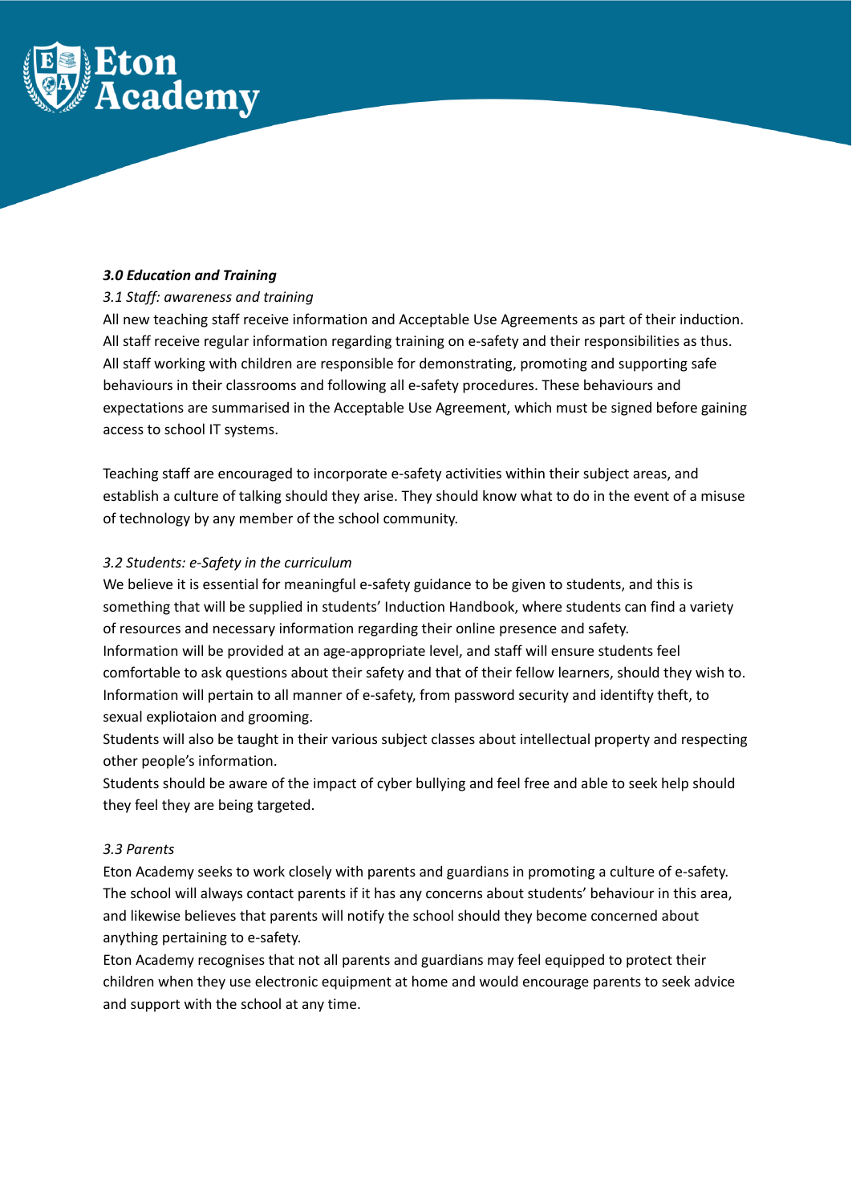### ***3.0 Education and Training***

*3.1 Staff: awareness and training*

All new teaching staff receive information and Acceptable Use Agreements as part of their induction. All staff receive regular information regarding training on e-safety and their responsibilities as thus. All staff working with children are responsible for demonstrating, promoting and supporting safe behaviours in their classrooms and following all e-safety procedures. These behaviours and expectations are summarised in the Acceptable Use Agreement, which must be signed before gaining access to school IT systems.

Teaching staff are encouraged to incorporate e-safety activities within their subject areas, and establish a culture of talking should they arise. They should know what to do in the event of a misuse of technology by any member of the school community.

*3.2 Students: e-Safety in the curriculum*

We believe it is essential for meaningful e-safety guidance to be given to students, and this is something that will be supplied in students' Induction Handbook, where students can find a variety of resources and necessary information regarding their online presence and safety.

Information will be provided at an age-appropriate level, and staff will ensure students feel comfortable to ask questions about their safety and that of their fellow learners, should they wish to.

Information will pertain to all manner of e-safety, from password security and identifty theft, to sexual expliotaion and grooming.

Students will also be taught in their various subject classes about intellectual property and respecting other people's information.

Students should be aware of the impact of cyber bullying and feel free and able to seek help should they feel they are being targeted.

*3.3 Parents*

Eton Academy seeks to work closely with parents and guardians in promoting a culture of e-safety. The school will always contact parents if it has any concerns about students' behaviour in this area, and likewise believes that parents will notify the school should they become concerned about anything pertaining to e-safety.

Eton Academy recognises that not all parents and guardians may feel equipped to protect their children when they use electronic equipment at home and would encourage parents to seek advice and support with the school at any time.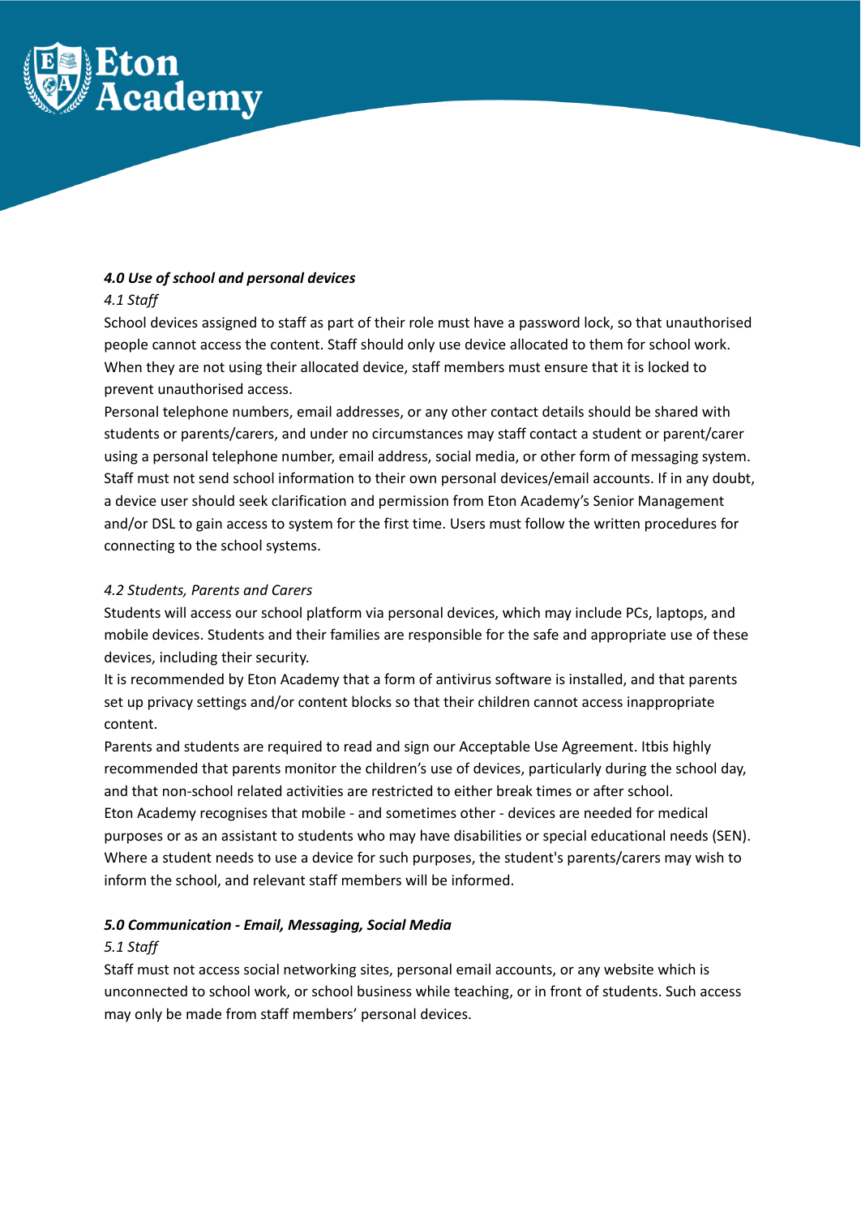***4.0 Use of school and personal devices***

*4.1 Staff*

School devices assigned to staff as part of their role must have a password lock, so that unauthorised people cannot access the content. Staff should only use device allocated to them for school work. When they are not using their allocated device, staff members must ensure that it is locked to prevent unauthorised access.

Personal telephone numbers, email addresses, or any other contact details should be shared with students or parents/carers, and under no circumstances may staff contact a student or parent/carer using a personal telephone number, email address, social media, or other form of messaging system. Staff must not send school information to their own personal devices/email accounts. If in any doubt, a device user should seek clarification and permission from Eton Academy's Senior Management and/or DSL to gain access to system for the first time. Users must follow the written procedures for connecting to the school systems.

*4.2 Students, Parents and Carers*

Students will access our school platform via personal devices, which may include PCs, laptops, and mobile devices. Students and their families are responsible for the safe and appropriate use of these devices, including their security.

It is recommended by Eton Academy that a form of antivirus software is installed, and that parents set up privacy settings and/or content blocks so that their children cannot access inappropriate content.

Parents and students are required to read and sign our Acceptable Use Agreement. Itbis highly recommended that parents monitor the children's use of devices, particularly during the school day, and that non-school related activities are restricted to either break times or after school.

Eton Academy recognises that mobile - and sometimes other - devices are needed for medical purposes or as an assistant to students who may have disabilities or special educational needs (SEN). Where a student needs to use a device for such purposes, the student's parents/carers may wish to inform the school, and relevant staff members will be informed.

***5.0 Communication - Email, Messaging, Social Media***

*5.1 Staff*

Staff must not access social networking sites, personal email accounts, or any website which is unconnected to school work, or school business while teaching, or in front of students. Such access may only be made from staff members' personal devices.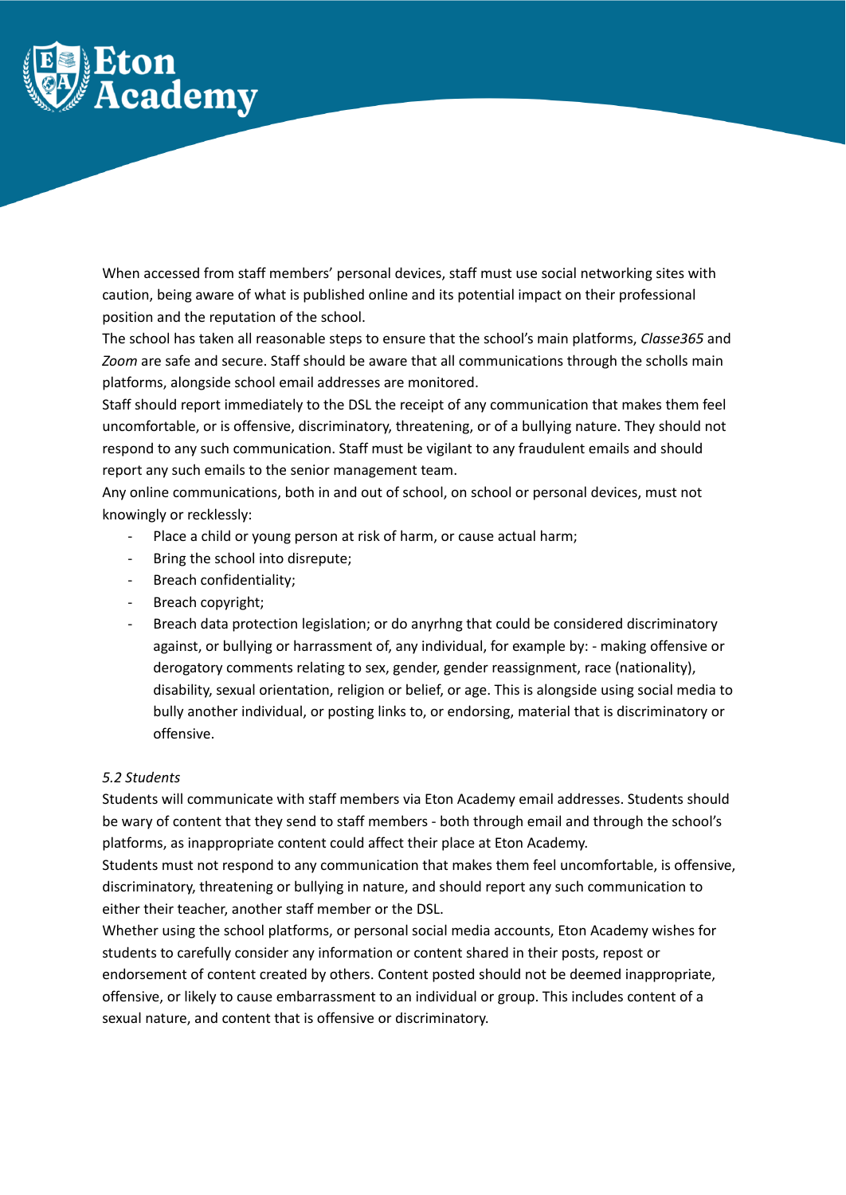When accessed from staff members' personal devices, staff must use social networking sites with caution, being aware of what is published online and its potential impact on their professional position and the reputation of the school.

The school has taken all reasonable steps to ensure that the school's main platforms, *Classe365* and *Zoom* are safe and secure. Staff should be aware that all communications through the scholls main platforms, alongside school email addresses are monitored.

Staff should report immediately to the DSL the receipt of any communication that makes them feel uncomfortable, or is offensive, discriminatory, threatening, or of a bullying nature. They should not respond to any such communication. Staff must be vigilant to any fraudulent emails and should report any such emails to the senior management team.

Any online communications, both in and out of school, on school or personal devices, must not knowingly or recklessly:

- Place a child or young person at risk of harm, or cause actual harm;
- Bring the school into disrepute;
- Breach confidentiality;
- Breach copyright;
- Breach data protection legislation; or do anyrhng that could be considered discriminatory against, or bullying or harrassment of, any individual, for example by: - making offensive or derogatory comments relating to sex, gender, gender reassignment, race (nationality), disability, sexual orientation, religion or belief, or age. This is alongside using social media to bully another individual, or posting links to, or endorsing, material that is discriminatory or offensive.

*5.2 Students*

Students will communicate with staff members via Eton Academy email addresses. Students should be wary of content that they send to staff members - both through email and through the school's platforms, as inappropriate content could affect their place at Eton Academy.

Students must not respond to any communication that makes them feel uncomfortable, is offensive, discriminatory, threatening or bullying in nature, and should report any such communication to either their teacher, another staff member or the DSL.

Whether using the school platforms, or personal social media accounts, Eton Academy wishes for students to carefully consider any information or content shared in their posts, repost or endorsement of content created by others. Content posted should not be deemed inappropriate, offensive, or likely to cause embarrassment to an individual or group. This includes content of a sexual nature, and content that is offensive or discriminatory.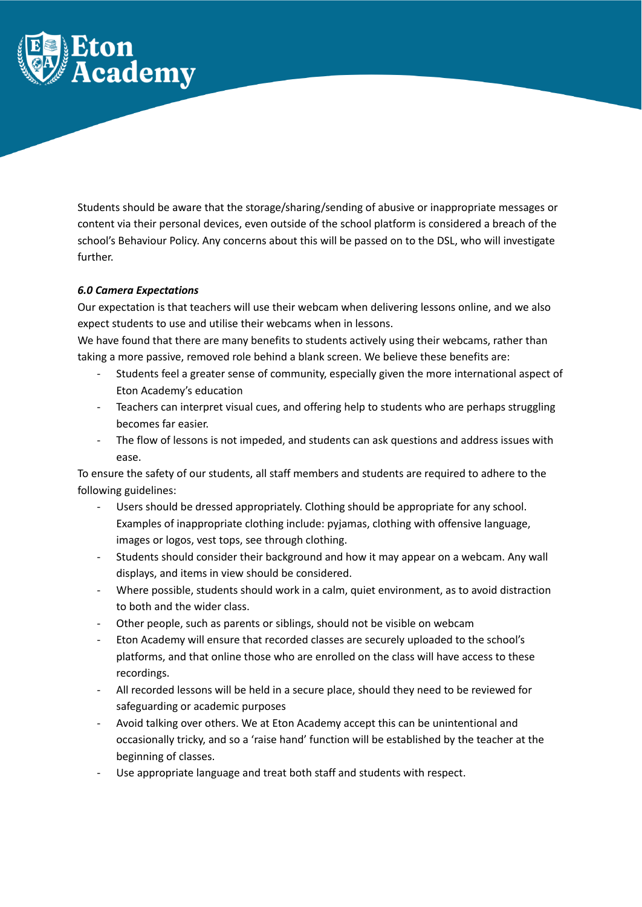Students should be aware that the storage/sharing/sending of abusive or inappropriate messages or content via their personal devices, even outside of the school platform is considered a breach of the school's Behaviour Policy. Any concerns about this will be passed on to the DSL, who will investigate further.

***6.0 Camera Expectations***

Our expectation is that teachers will use their webcam when delivering lessons online, and we also expect students to use and utilise their webcams when in lessons.

We have found that there are many benefits to students actively using their webcams, rather than taking a more passive, removed role behind a blank screen. We believe these benefits are:

- Students feel a greater sense of community, especially given the more international aspect of Eton Academy's education
- Teachers can interpret visual cues, and offering help to students who are perhaps struggling becomes far easier.
- The flow of lessons is not impeded, and students can ask questions and address issues with ease.

To ensure the safety of our students, all staff members and students are required to adhere to the following guidelines:

- Users should be dressed appropriately. Clothing should be appropriate for any school. Examples of inappropriate clothing include: pyjamas, clothing with offensive language, images or logos, vest tops, see through clothing.
- Students should consider their background and how it may appear on a webcam. Any wall displays, and items in view should be considered.
- Where possible, students should work in a calm, quiet environment, as to avoid distraction to both and the wider class.
- Other people, such as parents or siblings, should not be visible on webcam
- Eton Academy will ensure that recorded classes are securely uploaded to the school's platforms, and that online those who are enrolled on the class will have access to these recordings.
- All recorded lessons will be held in a secure place, should they need to be reviewed for safeguarding or academic purposes
- Avoid talking over others. We at Eton Academy accept this can be unintentional and occasionally tricky, and so a 'raise hand' function will be established by the teacher at the beginning of classes.
- Use appropriate language and treat both staff and students with respect.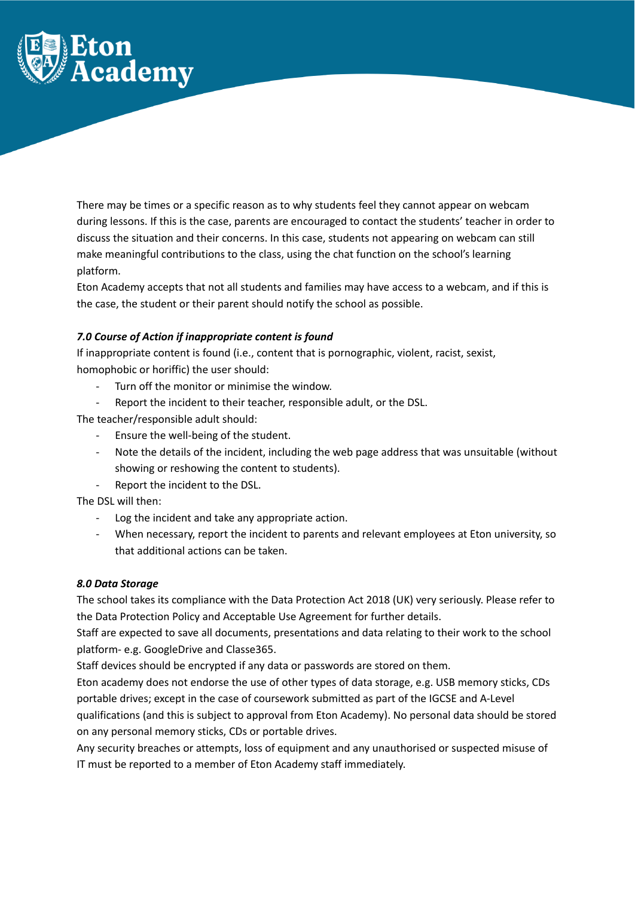There may be times or a specific reason as to why students feel they cannot appear on webcam during lessons. If this is the case, parents are encouraged to contact the students' teacher in order to discuss the situation and their concerns. In this case, students not appearing on webcam can still make meaningful contributions to the class, using the chat function on the school's learning platform.

Eton Academy accepts that not all students and families may have access to a webcam, and if this is the case, the student or their parent should notify the school as possible.

### *7.0 Course of Action if inappropriate content is found*

If inappropriate content is found (i.e., content that is pornographic, violent, racist, sexist, homophobic or horiffic) the user should:

- Turn off the monitor or minimise the window.
- Report the incident to their teacher, responsible adult, or the DSL.

The teacher/responsible adult should:

- Ensure the well-being of the student.
- Note the details of the incident, including the web page address that was unsuitable (without showing or reshowing the content to students).
- Report the incident to the DSL.

The DSL will then:

- Log the incident and take any appropriate action.
- When necessary, report the incident to parents and relevant employees at Eton university, so that additional actions can be taken.

### *8.0 Data Storage*

The school takes its compliance with the Data Protection Act 2018 (UK) very seriously. Please refer to the Data Protection Policy and Acceptable Use Agreement for further details.

Staff are expected to save all documents, presentations and data relating to their work to the school platform- e.g. GoogleDrive and Classe365.

Staff devices should be encrypted if any data or passwords are stored on them.

Eton academy does not endorse the use of other types of data storage, e.g. USB memory sticks, CDs portable drives; except in the case of coursework submitted as part of the IGCSE and A-Level qualifications (and this is subject to approval from Eton Academy). No personal data should be stored on any personal memory sticks, CDs or portable drives.

Any security breaches or attempts, loss of equipment and any unauthorised or suspected misuse of IT must be reported to a member of Eton Academy staff immediately.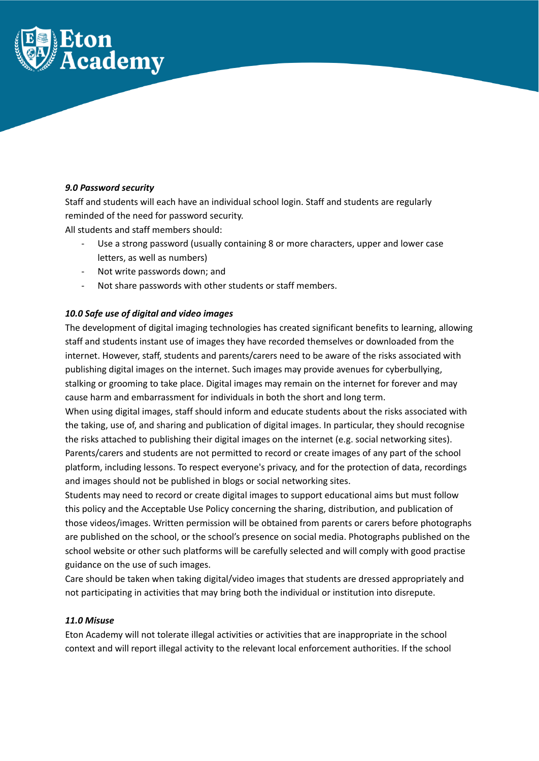***9.0 Password security***

Staff and students will each have an individual school login. Staff and students are regularly reminded of the need for password security.

All students and staff members should:

- Use a strong password (usually containing 8 or more characters, upper and lower case letters, as well as numbers)
- Not write passwords down; and
- Not share passwords with other students or staff members.

***10.0 Safe use of digital and video images***

The development of digital imaging technologies has created significant benefits to learning, allowing staff and students instant use of images they have recorded themselves or downloaded from the internet. However, staff, students and parents/carers need to be aware of the risks associated with publishing digital images on the internet. Such images may provide avenues for cyberbullying, stalking or grooming to take place. Digital images may remain on the internet for forever and may cause harm and embarrassment for individuals in both the short and long term.

When using digital images, staff should inform and educate students about the risks associated with the taking, use of, and sharing and publication of digital images. In particular, they should recognise the risks attached to publishing their digital images on the internet (e.g. social networking sites).

Parents/carers and students are not permitted to record or create images of any part of the school platform, including lessons. To respect everyone's privacy, and for the protection of data, recordings and images should not be published in blogs or social networking sites.

Students may need to record or create digital images to support educational aims but must follow this policy and the Acceptable Use Policy concerning the sharing, distribution, and publication of those videos/images. Written permission will be obtained from parents or carers before photographs are published on the school, or the school's presence on social media. Photographs published on the school website or other such platforms will be carefully selected and will comply with good practise guidance on the use of such images.

Care should be taken when taking digital/video images that students are dressed appropriately and not participating in activities that may bring both the individual or institution into disrepute.

***11.0 Misuse***

Eton Academy will not tolerate illegal activities or activities that are inappropriate in the school context and will report illegal activity to the relevant local enforcement authorities. If the school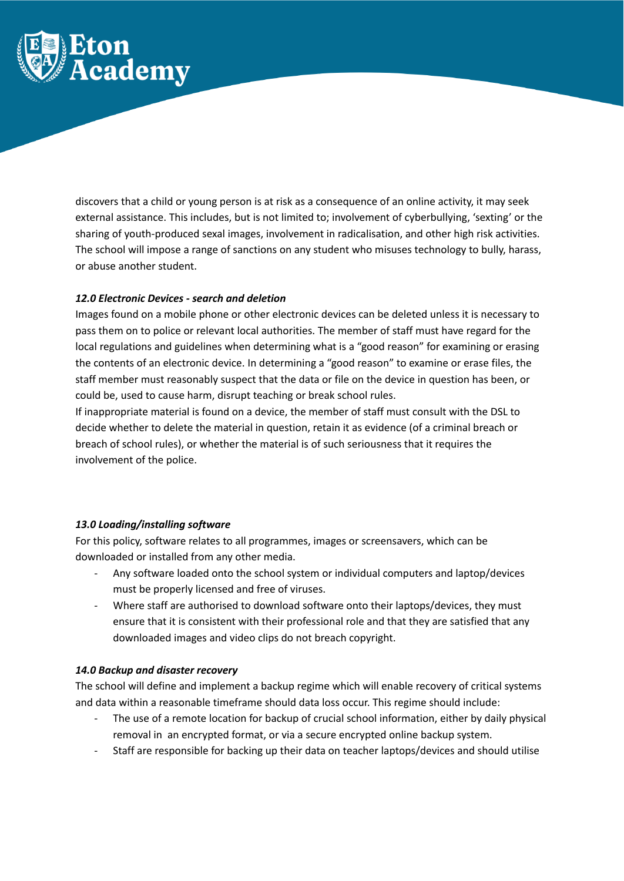discovers that a child or young person is at risk as a consequence of an online activity, it may seek external assistance. This includes, but is not limited to; involvement of cyberbullying, 'sexting' or the sharing of youth-produced sexal images, involvement in radicalisation, and other high risk activities. The school will impose a range of sanctions on any student who misuses technology to bully, harass, or abuse another student.

***12.0 Electronic Devices - search and deletion***

Images found on a mobile phone or other electronic devices can be deleted unless it is necessary to pass them on to police or relevant local authorities. The member of staff must have regard for the local regulations and guidelines when determining what is a "good reason" for examining or erasing the contents of an electronic device. In determining a "good reason" to examine or erase files, the staff member must reasonably suspect that the data or file on the device in question has been, or could be, used to cause harm, disrupt teaching or break school rules.

If inappropriate material is found on a device, the member of staff must consult with the DSL to decide whether to delete the material in question, retain it as evidence (of a criminal breach or breach of school rules), or whether the material is of such seriousness that it requires the involvement of the police.

***13.0 Loading/installing software***

For this policy, software relates to all programmes, images or screensavers, which can be downloaded or installed from any other media.

- Any software loaded onto the school system or individual computers and laptop/devices must be properly licensed and free of viruses.
- Where staff are authorised to download software onto their laptops/devices, they must ensure that it is consistent with their professional role and that they are satisfied that any downloaded images and video clips do not breach copyright.

***14.0 Backup and disaster recovery***

The school will define and implement a backup regime which will enable recovery of critical systems and data within a reasonable timeframe should data loss occur. This regime should include:

- The use of a remote location for backup of crucial school information, either by daily physical removal in an encrypted format, or via a secure encrypted online backup system.
- Staff are responsible for backing up their data on teacher laptops/devices and should utilise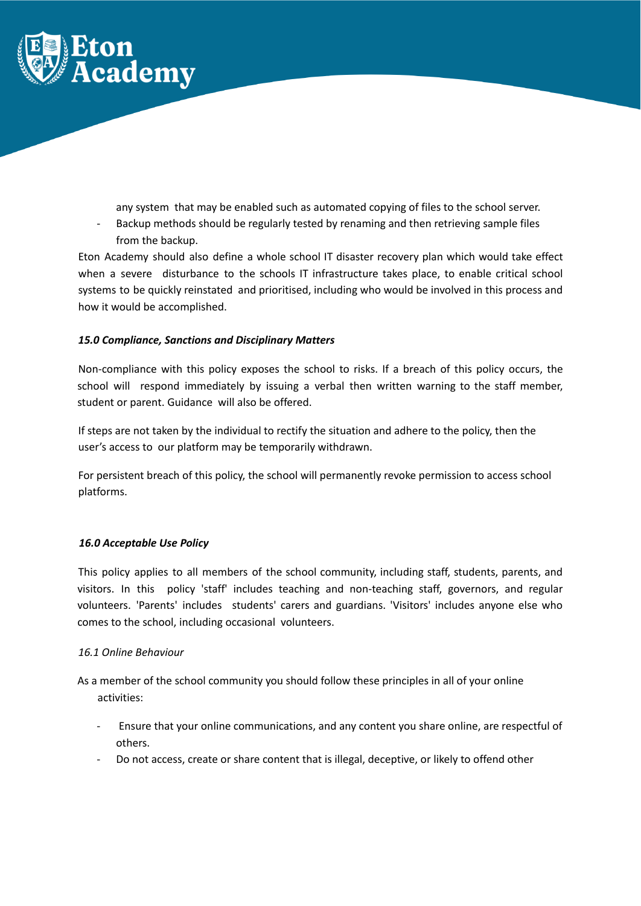any system that may be enabled such as automated copying of files to the school server.

- Backup methods should be regularly tested by renaming and then retrieving sample files from the backup.

Eton Academy should also define a whole school IT disaster recovery plan which would take effect when a severe disturbance to the schools IT infrastructure takes place, to enable critical school systems to be quickly reinstated and prioritised, including who would be involved in this process and how it would be accomplished.

### *15.0 Compliance, Sanctions and Disciplinary Matters*

Non-compliance with this policy exposes the school to risks. If a breach of this policy occurs, the school will respond immediately by issuing a verbal then written warning to the staff member, student or parent. Guidance will also be offered.

If steps are not taken by the individual to rectify the situation and adhere to the policy, then the user's access to our platform may be temporarily withdrawn.

For persistent breach of this policy, the school will permanently revoke permission to access school platforms.

### *16.0 Acceptable Use Policy*

This policy applies to all members of the school community, including staff, students, parents, and visitors. In this policy 'staff' includes teaching and non-teaching staff, governors, and regular volunteers. 'Parents' includes students' carers and guardians. 'Visitors' includes anyone else who comes to the school, including occasional volunteers.

#### *16.1 Online Behaviour*

As a member of the school community you should follow these principles in all of your online activities:

- Ensure that your online communications, and any content you share online, are respectful of others.
- Do not access, create or share content that is illegal, deceptive, or likely to offend other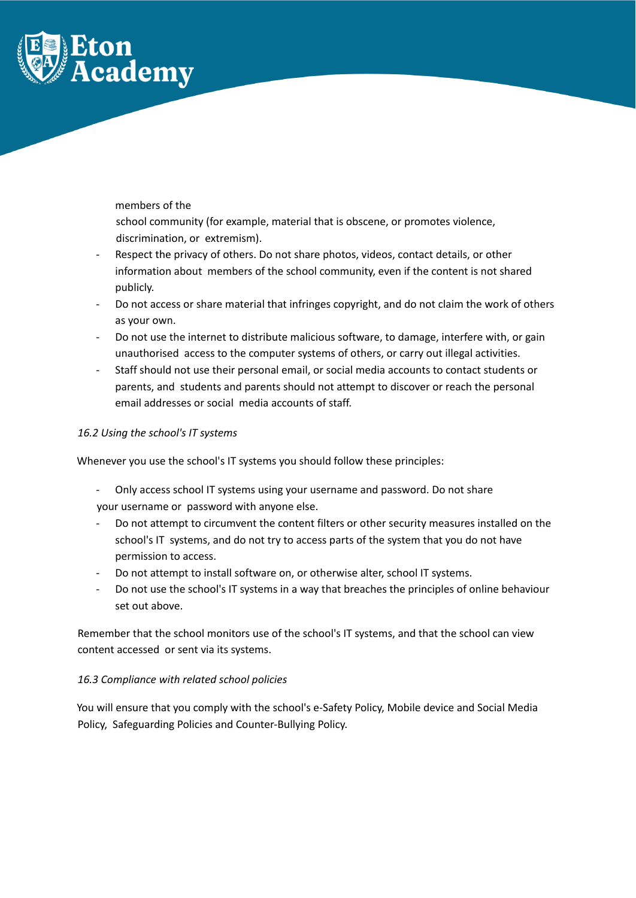members of the school community (for example, material that is obscene, or promotes violence, discrimination, or extremism).

- Respect the privacy of others. Do not share photos, videos, contact details, or other information about members of the school community, even if the content is not shared publicly.
- Do not access or share material that infringes copyright, and do not claim the work of others as your own.
- Do not use the internet to distribute malicious software, to damage, interfere with, or gain unauthorised access to the computer systems of others, or carry out illegal activities.
- Staff should not use their personal email, or social media accounts to contact students or parents, and students and parents should not attempt to discover or reach the personal email addresses or social media accounts of staff.

*16.2 Using the school's IT systems*

Whenever you use the school's IT systems you should follow these principles:

- Only access school IT systems using your username and password. Do not share your username or password with anyone else.
- Do not attempt to circumvent the content filters or other security measures installed on the school's IT systems, and do not try to access parts of the system that you do not have permission to access.
- Do not attempt to install software on, or otherwise alter, school IT systems.
- Do not use the school's IT systems in a way that breaches the principles of online behaviour set out above.

Remember that the school monitors use of the school's IT systems, and that the school can view content accessed or sent via its systems.

*16.3 Compliance with related school policies*

You will ensure that you comply with the school's e-Safety Policy, Mobile device and Social Media Policy, Safeguarding Policies and Counter-Bullying Policy.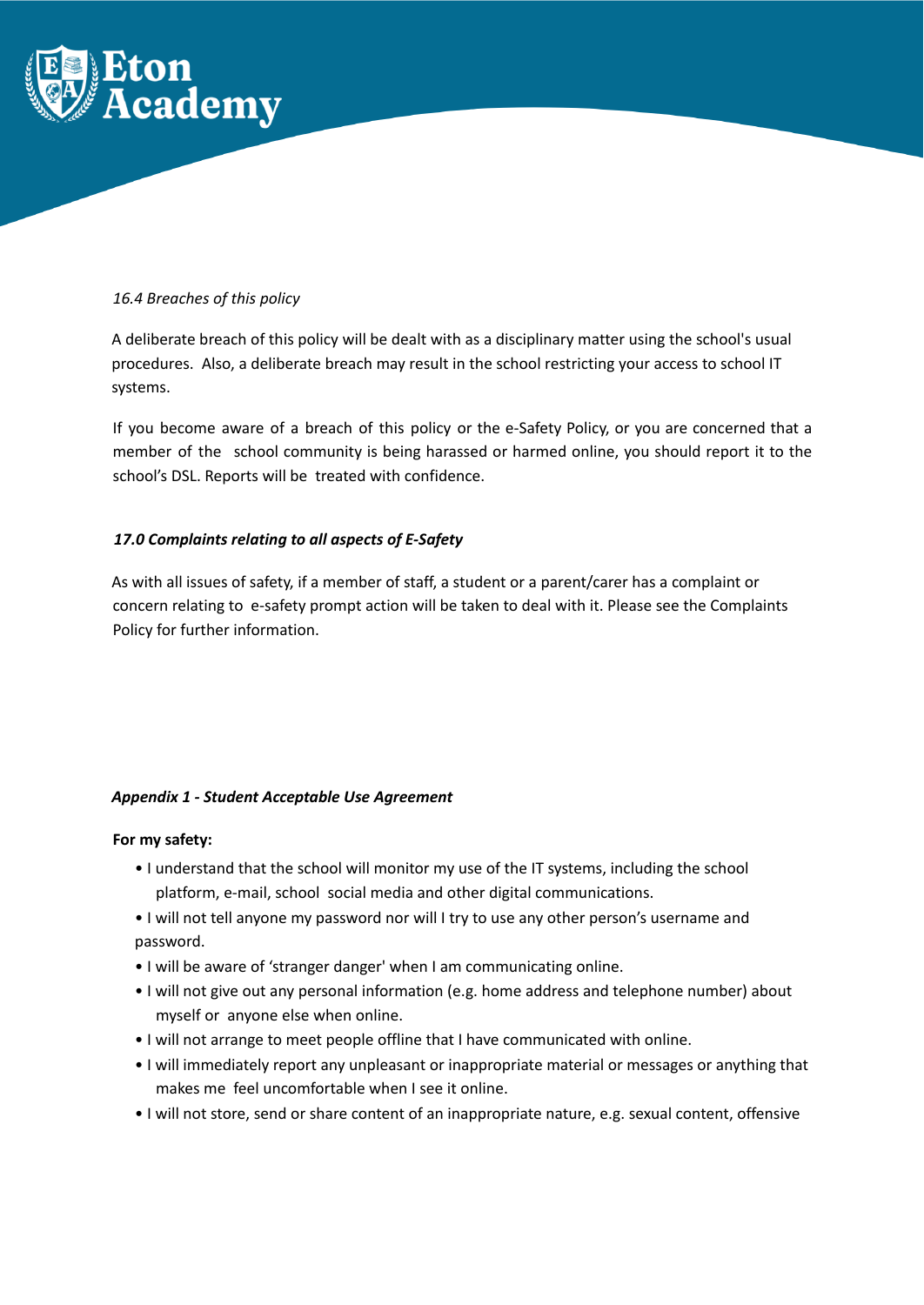*16.4 Breaches of this policy*

A deliberate breach of this policy will be dealt with as a disciplinary matter using the school's usual procedures. Also, a deliberate breach may result in the school restricting your access to school IT systems.

If you become aware of a breach of this policy or the e-Safety Policy, or you are concerned that a member of the school community is being harassed or harmed online, you should report it to the school's DSL. Reports will be treated with confidence.

***17.0 Complaints relating to all aspects of E-Safety***

As with all issues of safety, if a member of staff, a student or a parent/carer has a complaint or concern relating to e-safety prompt action will be taken to deal with it. Please see the Complaints Policy for further information.

***Appendix 1 - Student Acceptable Use Agreement***

**For my safety:**

- I understand that the school will monitor my use of the IT systems, including the school platform, e-mail, school social media and other digital communications.
- I will not tell anyone my password nor will I try to use any other person's username and password.
- I will be aware of 'stranger danger' when I am communicating online.
- I will not give out any personal information (e.g. home address and telephone number) about myself or anyone else when online.
- I will not arrange to meet people offline that I have communicated with online.
- I will immediately report any unpleasant or inappropriate material or messages or anything that makes me feel uncomfortable when I see it online.
- I will not store, send or share content of an inappropriate nature, e.g. sexual content, offensive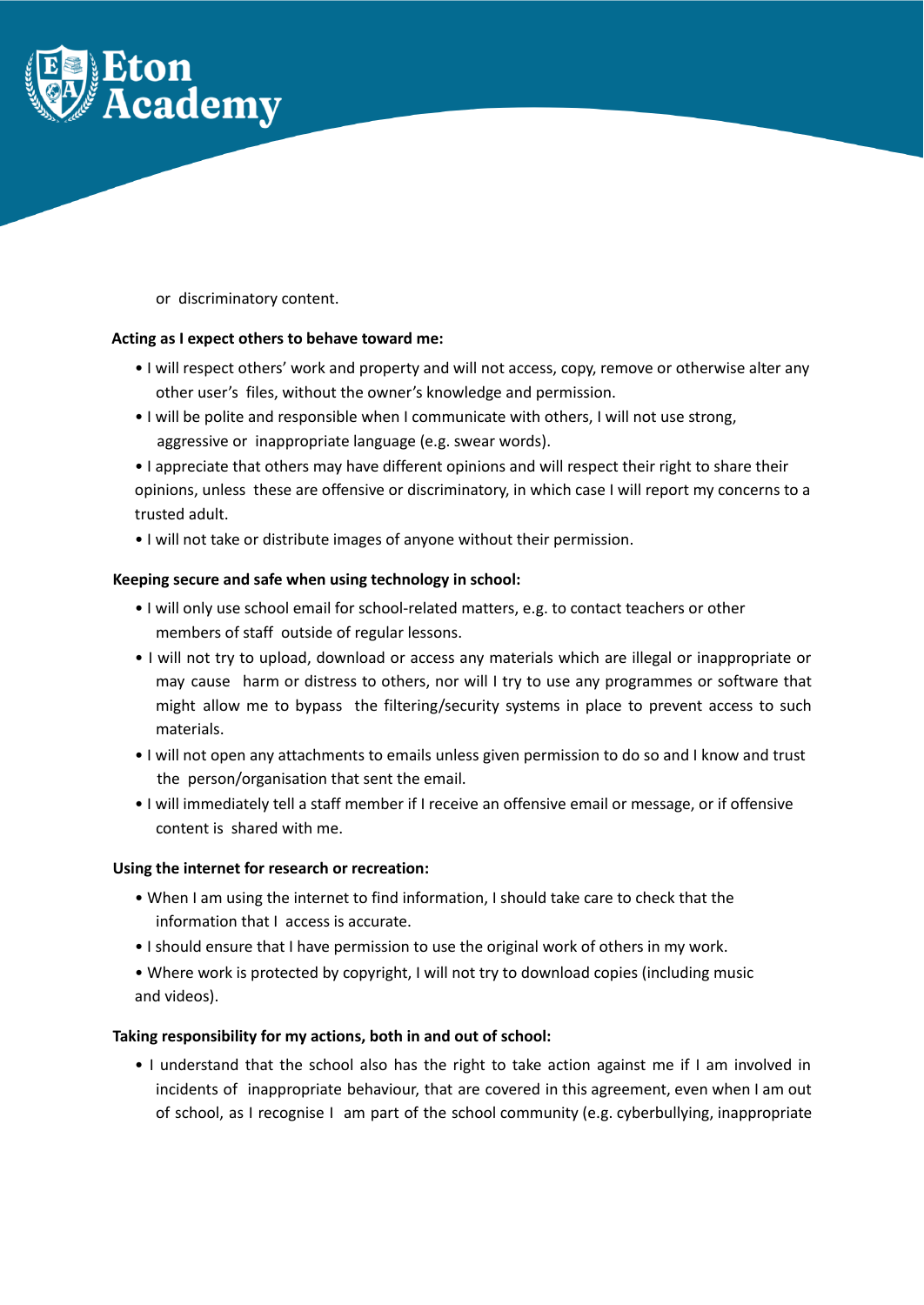or discriminatory content.

**Acting as I expect others to behave toward me:**

- I will respect others' work and property and will not access, copy, remove or otherwise alter any other user's files, without the owner's knowledge and permission.
- I will be polite and responsible when I communicate with others, I will not use strong, aggressive or inappropriate language (e.g. swear words).
- I appreciate that others may have different opinions and will respect their right to share their opinions, unless these are offensive or discriminatory, in which case I will report my concerns to a trusted adult.
- I will not take or distribute images of anyone without their permission.

**Keeping secure and safe when using technology in school:**

- I will only use school email for school-related matters, e.g. to contact teachers or other members of staff outside of regular lessons.
- I will not try to upload, download or access any materials which are illegal or inappropriate or may cause harm or distress to others, nor will I try to use any programmes or software that might allow me to bypass the filtering/security systems in place to prevent access to such materials.
- I will not open any attachments to emails unless given permission to do so and I know and trust the person/organisation that sent the email.
- I will immediately tell a staff member if I receive an offensive email or message, or if offensive content is shared with me.

**Using the internet for research or recreation:**

- When I am using the internet to find information, I should take care to check that the information that I access is accurate.
- I should ensure that I have permission to use the original work of others in my work.
- Where work is protected by copyright, I will not try to download copies (including music and videos).

**Taking responsibility for my actions, both in and out of school:**

- I understand that the school also has the right to take action against me if I am involved in incidents of inappropriate behaviour, that are covered in this agreement, even when I am out of school, as I recognise I am part of the school community (e.g. cyberbullying, inappropriate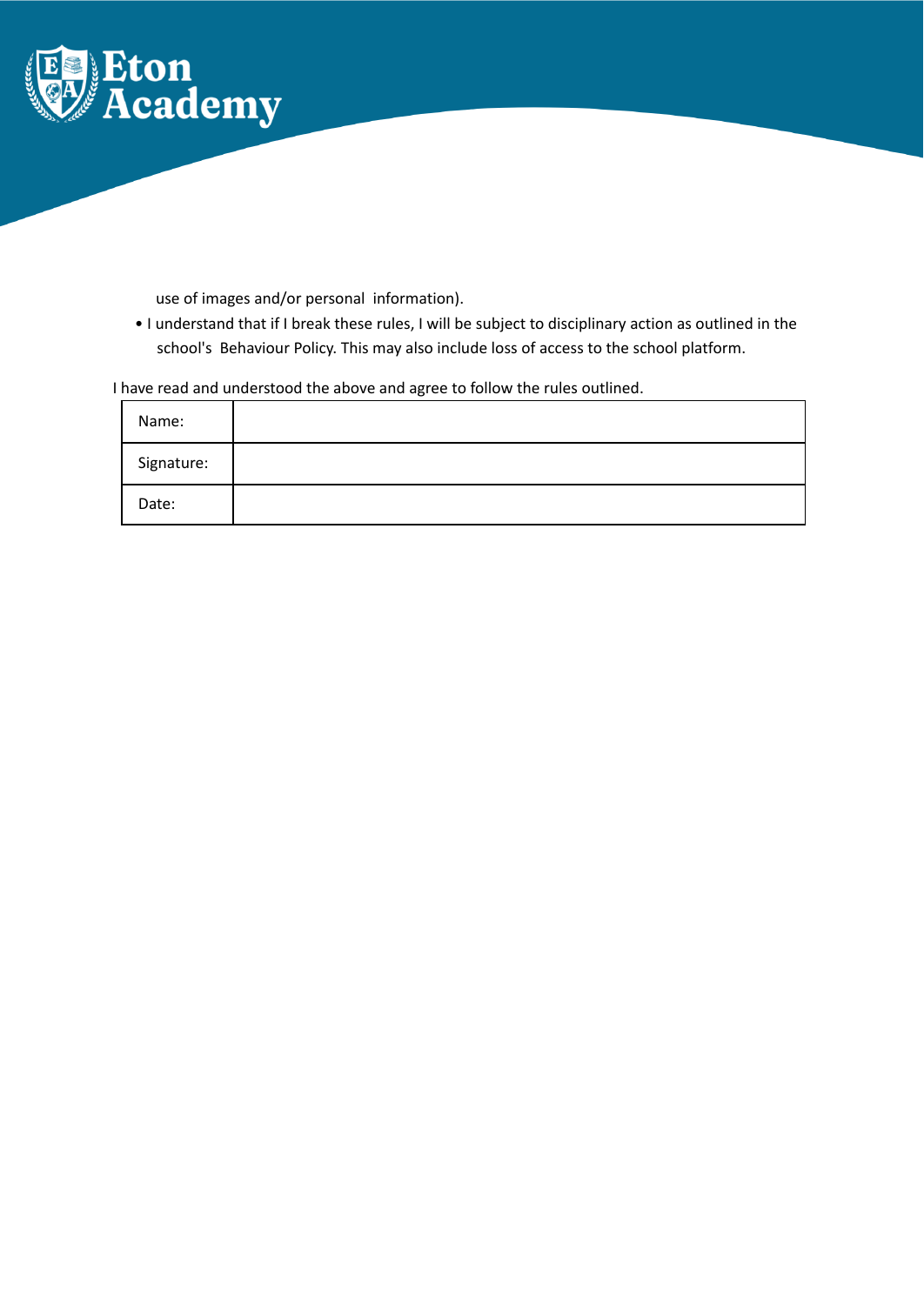use of images and/or personal information).

- I understand that if I break these rules, I will be subject to disciplinary action as outlined in the school's Behaviour Policy. This may also include loss of access to the school platform.

I have read and understood the above and agree to follow the rules outlined.

| Name: | |
|---|---|
| Signature: | |
| Date: | |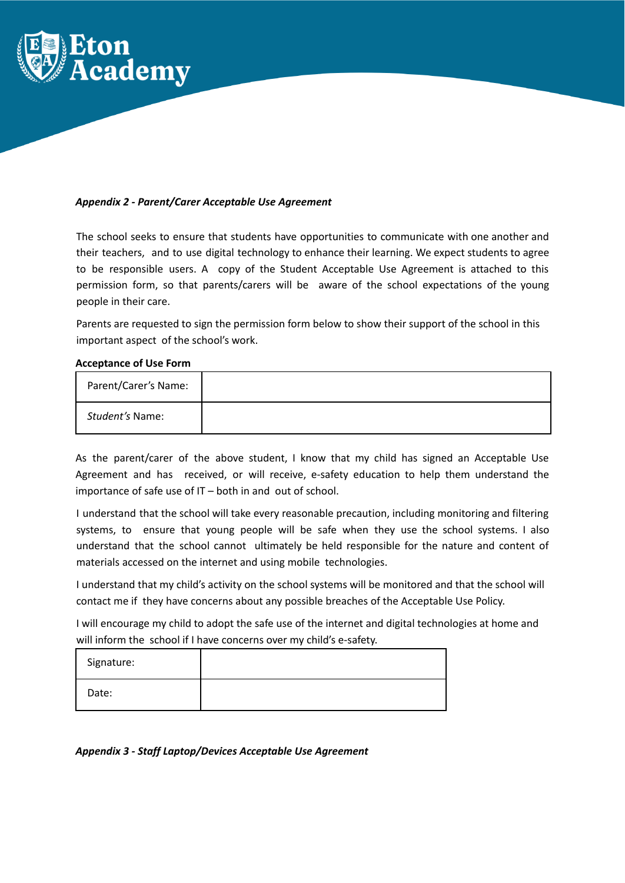***Appendix 2 - Parent/Carer Acceptable Use Agreement***

The school seeks to ensure that students have opportunities to communicate with one another and their teachers, and to use digital technology to enhance their learning. We expect students to agree to be responsible users. A copy of the Student Acceptable Use Agreement is attached to this permission form, so that parents/carers will be aware of the school expectations of the young people in their care.

Parents are requested to sign the permission form below to show their support of the school in this important aspect of the school's work.

**Acceptance of Use Form**

| Parent/Carer's Name: | |
|---|---|
| *Student's* Name: | |

As the parent/carer of the above student, I know that my child has signed an Acceptable Use Agreement and has received, or will receive, e-safety education to help them understand the importance of safe use of IT – both in and out of school.

I understand that the school will take every reasonable precaution, including monitoring and filtering systems, to ensure that young people will be safe when they use the school systems. I also understand that the school cannot ultimately be held responsible for the nature and content of materials accessed on the internet and using mobile technologies.

I understand that my child's activity on the school systems will be monitored and that the school will contact me if they have concerns about any possible breaches of the Acceptable Use Policy.

I will encourage my child to adopt the safe use of the internet and digital technologies at home and will inform the school if I have concerns over my child's e-safety.

| Signature: | |
|---|---|
| Date: | |

***Appendix 3 - Staff Laptop/Devices Acceptable Use Agreement***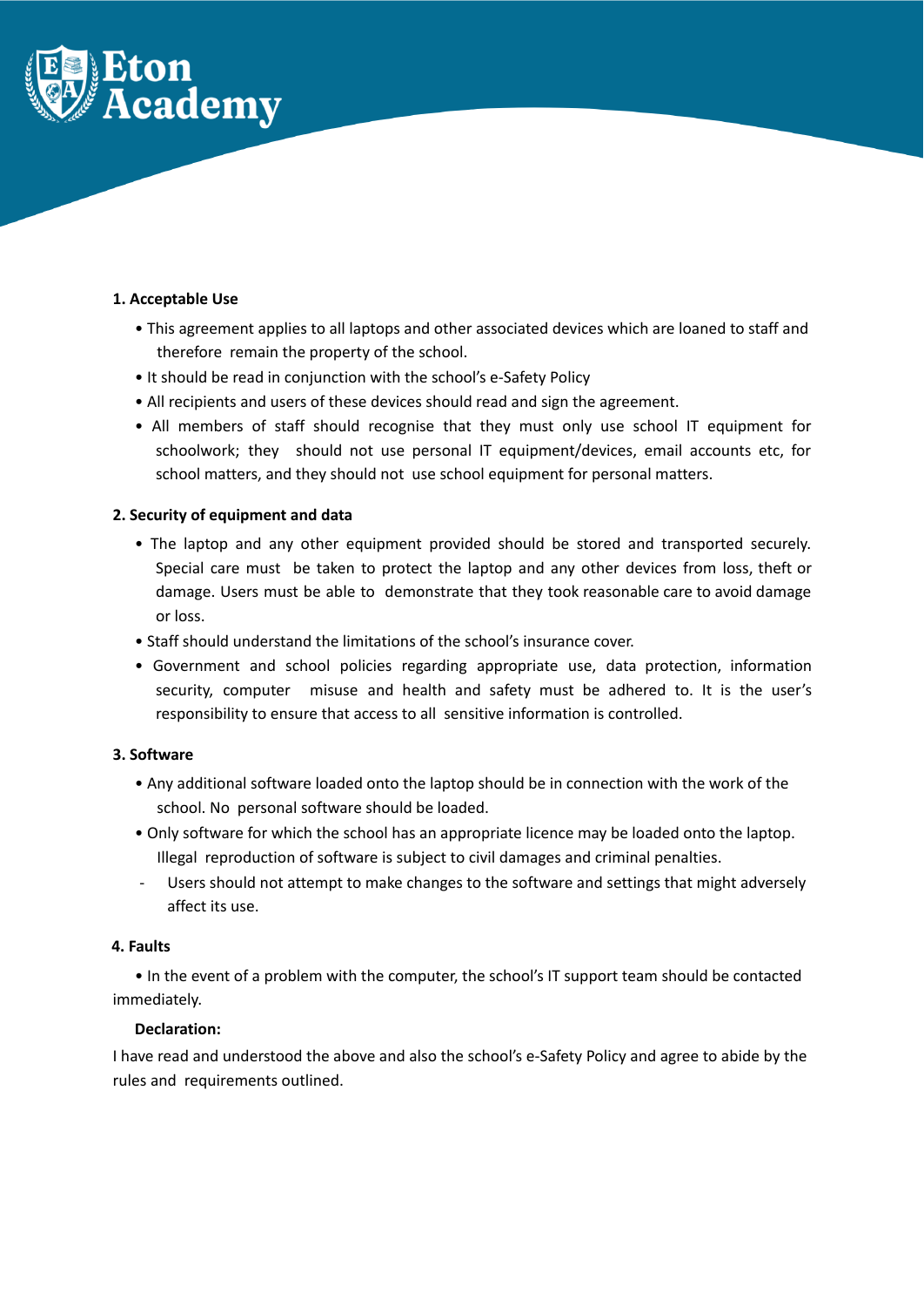**1. Acceptable Use**

- This agreement applies to all laptops and other associated devices which are loaned to staff and therefore remain the property of the school.
- It should be read in conjunction with the school's e-Safety Policy
- All recipients and users of these devices should read and sign the agreement.
- All members of staff should recognise that they must only use school IT equipment for schoolwork; they should not use personal IT equipment/devices, email accounts etc, for school matters, and they should not use school equipment for personal matters.

**2. Security of equipment and data**

- The laptop and any other equipment provided should be stored and transported securely. Special care must be taken to protect the laptop and any other devices from loss, theft or damage. Users must be able to demonstrate that they took reasonable care to avoid damage or loss.
- Staff should understand the limitations of the school's insurance cover.
- Government and school policies regarding appropriate use, data protection, information security, computer misuse and health and safety must be adhered to. It is the user's responsibility to ensure that access to all sensitive information is controlled.

**3. Software**

- Any additional software loaded onto the laptop should be in connection with the work of the school. No personal software should be loaded.
- Only software for which the school has an appropriate licence may be loaded onto the laptop. Illegal reproduction of software is subject to civil damages and criminal penalties.
- Users should not attempt to make changes to the software and settings that might adversely affect its use.

**4. Faults**

- In the event of a problem with the computer, the school's IT support team should be contacted immediately.

**Declaration:**

I have read and understood the above and also the school's e-Safety Policy and agree to abide by the rules and requirements outlined.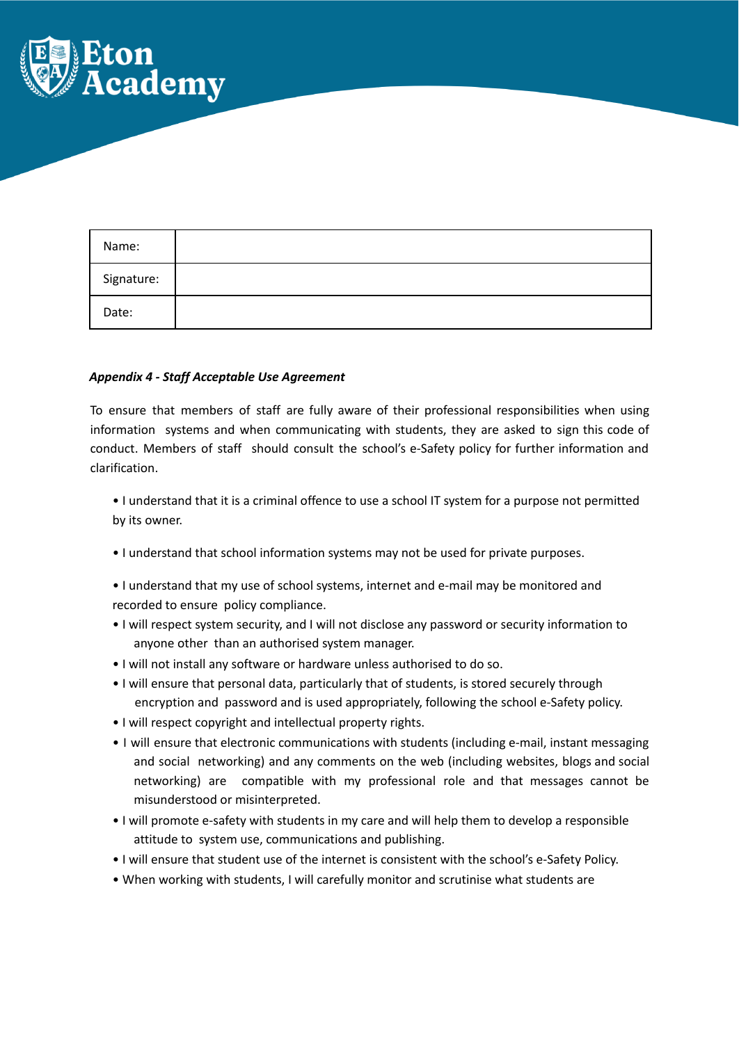| Name: | |
| --- | --- |
| Signature: | |
| Date: | |

***Appendix 4 - Staff Acceptable Use Agreement***

To ensure that members of staff are fully aware of their professional responsibilities when using information systems and when communicating with students, they are asked to sign this code of conduct. Members of staff should consult the school's e-Safety policy for further information and clarification.

- I understand that it is a criminal offence to use a school IT system for a purpose not permitted by its owner.
- I understand that school information systems may not be used for private purposes.
- I understand that my use of school systems, internet and e-mail may be monitored and recorded to ensure policy compliance.
- I will respect system security, and I will not disclose any password or security information to anyone other than an authorised system manager.
- I will not install any software or hardware unless authorised to do so.
- I will ensure that personal data, particularly that of students, is stored securely through encryption and password and is used appropriately, following the school e-Safety policy.
- I will respect copyright and intellectual property rights.
- I will ensure that electronic communications with students (including e-mail, instant messaging and social networking) and any comments on the web (including websites, blogs and social networking) are compatible with my professional role and that messages cannot be misunderstood or misinterpreted.
- I will promote e-safety with students in my care and will help them to develop a responsible attitude to system use, communications and publishing.
- I will ensure that student use of the internet is consistent with the school's e-Safety Policy.
- When working with students, I will carefully monitor and scrutinise what students are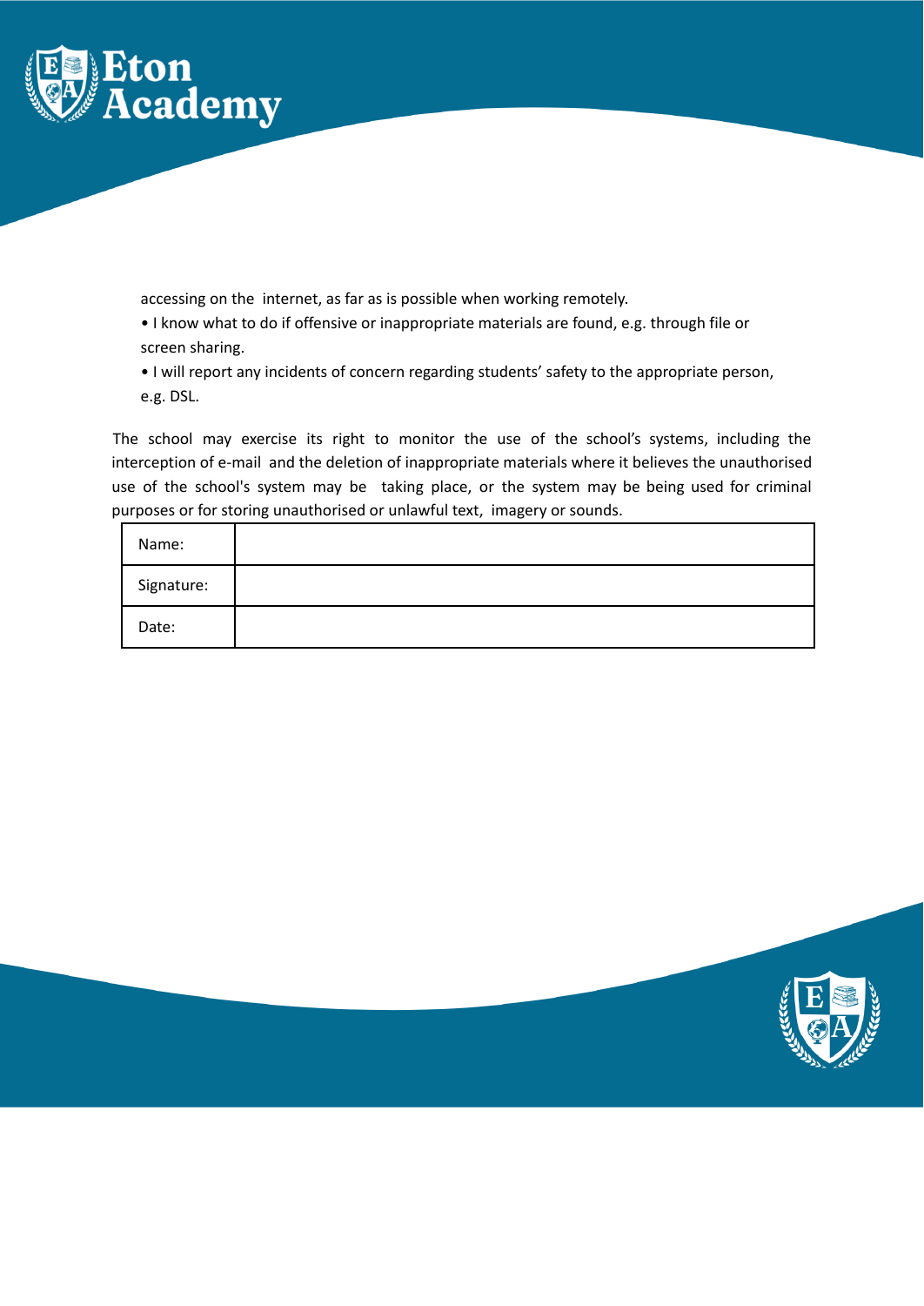accessing on the internet, as far as is possible when working remotely.

- I know what to do if offensive or inappropriate materials are found, e.g. through file or screen sharing.
- I will report any incidents of concern regarding students' safety to the appropriate person, e.g. DSL.

The school may exercise its right to monitor the use of the school's systems, including the interception of e-mail and the deletion of inappropriate materials where it believes the unauthorised use of the school's system may be taking place, or the system may be being used for criminal purposes or for storing unauthorised or unlawful text, imagery or sounds.

| | |
|---|---|
| Name: | |
| Signature: | |
| Date: | |